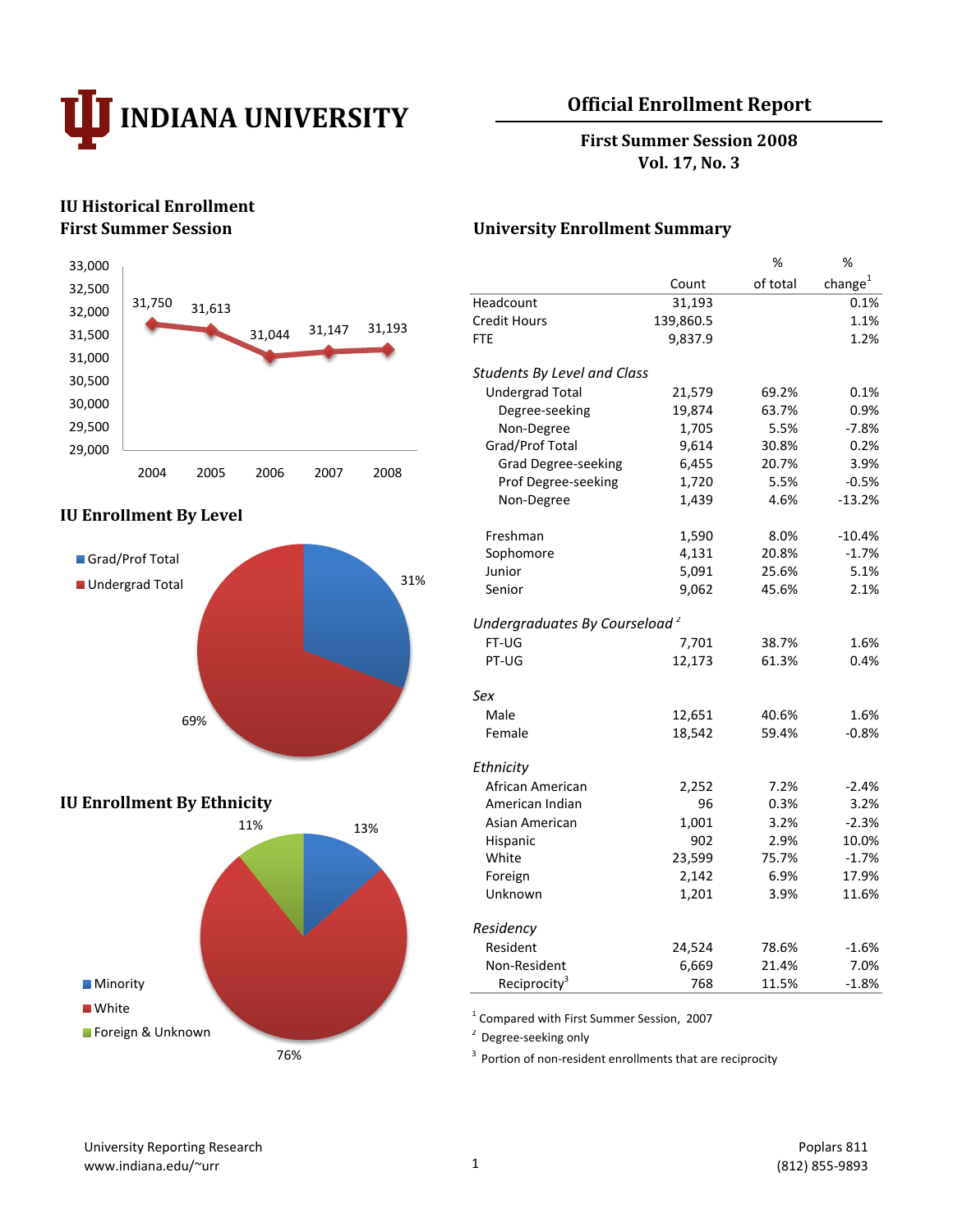# INDIANA UNIVERSITY

## Official Enrollment Report

**First Summer Session 2008**
**Vol. 17, No. 3**

### IU Historical Enrollment First Summer Session

| Year | Enrollment |
|---|---|
| 2004 | 31,750 |
| 2005 | 31,613 |
| 2006 | 31,044 |
| 2007 | 31,147 |
| 2008 | 31,193 |

### IU Enrollment By Level

- Grad/Prof Total: 31%
- Undergrad Total: 69%

### IU Enrollment By Ethnicity

- Minority: 13%
- White: 76%
- Foreign & Unknown: 11%

### University Enrollment Summary

| | Count | % of total | % change[1] |
|---|---|---|---|
| Headcount | 31,193 | | 0.1% |
| Credit Hours | 139,860.5 | | 1.1% |
| FTE | 9,837.9 | | 1.2% |
| *Students By Level and Class* | | | |
| Undergrad Total | 21,579 | 69.2% | 0.1% |
| Degree-seeking | 19,874 | 63.7% | 0.9% |
| Non-Degree | 1,705 | 5.5% | -7.8% |
| Grad/Prof Total | 9,614 | 30.8% | 0.2% |
| Grad Degree-seeking | 6,455 | 20.7% | 3.9% |
| Prof Degree-seeking | 1,720 | 5.5% | -0.5% |
| Non-Degree | 1,439 | 4.6% | -13.2% |
| Freshman | 1,590 | 8.0% | -10.4% |
| Sophomore | 4,131 | 20.8% | -1.7% |
| Junior | 5,091 | 25.6% | 5.1% |
| Senior | 9,062 | 45.6% | 2.1% |
| *Undergraduates By Courseload*[2] | | | |
| FT-UG | 7,701 | 38.7% | 1.6% |
| PT-UG | 12,173 | 61.3% | 0.4% |
| *Sex* | | | |
| Male | 12,651 | 40.6% | 1.6% |
| Female | 18,542 | 59.4% | -0.8% |
| *Ethnicity* | | | |
| African American | 2,252 | 7.2% | -2.4% |
| American Indian | 96 | 0.3% | 3.2% |
| Asian American | 1,001 | 3.2% | -2.3% |
| Hispanic | 902 | 2.9% | 10.0% |
| White | 23,599 | 75.7% | -1.7% |
| Foreign | 2,142 | 6.9% | 17.9% |
| Unknown | 1,201 | 3.9% | 11.6% |
| *Residency* | | | |
| Resident | 24,524 | 78.6% | -1.6% |
| Non-Resident | 6,669 | 21.4% | 7.0% |
| Reciprocity[3] | 768 | 11.5% | -1.8% |

[1] Compared with First Summer Session, 2007
[2] Degree-seeking only
[3] Portion of non-resident enrollments that are reciprocity

University Reporting Research
www.indiana.edu/~urr

Poplars 811
(812) 855-9893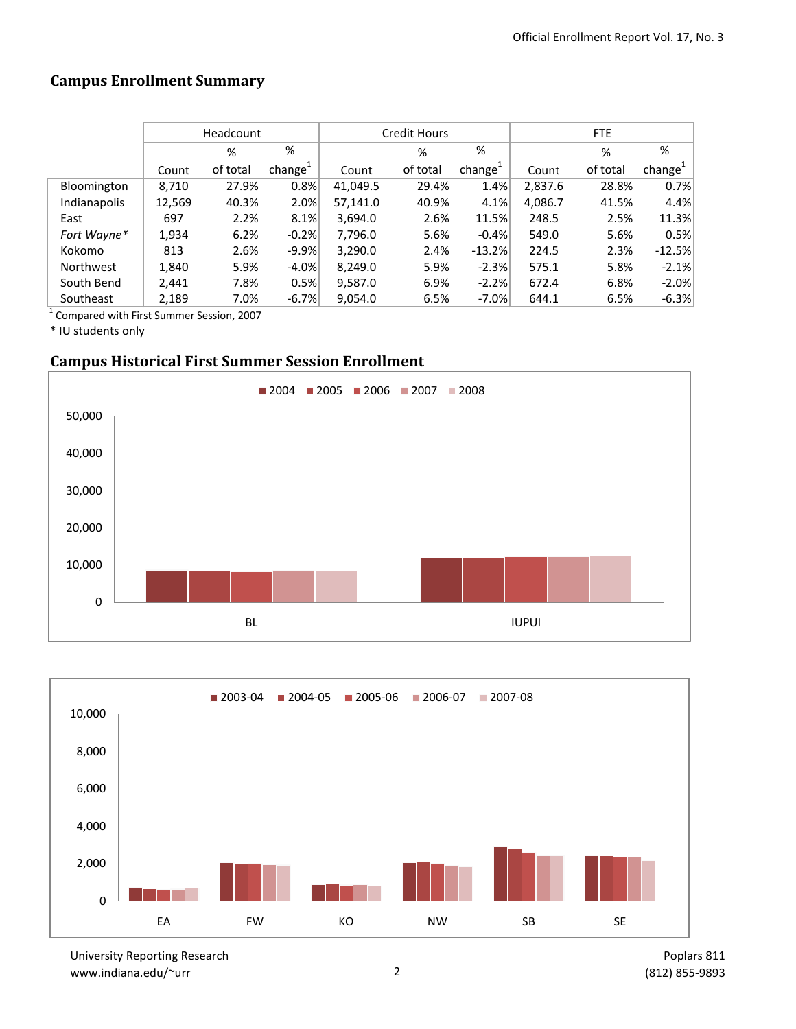## Campus Enrollment Summary

| | Headcount | | | Credit Hours | | | FTE | | |
|---|---|---|---|---|---|---|---|---|---|
| | Count | % of total | % change[1] | Count | % of total | % change[1] | Count | % of total | % change[1] |
| Bloomington | 8,710 | 27.9% | 0.8% | 41,049.5 | 29.4% | 1.4% | 2,837.6 | 28.8% | 0.7% |
| Indianapolis | 12,569 | 40.3% | 2.0% | 57,141.0 | 40.9% | 4.1% | 4,086.7 | 41.5% | 4.4% |
| East | 697 | 2.2% | 8.1% | 3,694.0 | 2.6% | 11.5% | 248.5 | 2.5% | 11.3% |
| *Fort Wayne** | 1,934 | 6.2% | -0.2% | 7,796.0 | 5.6% | -0.4% | 549.0 | 5.6% | 0.5% |
| Kokomo | 813 | 2.6% | -9.9% | 3,290.0 | 2.4% | -13.2% | 224.5 | 2.3% | -12.5% |
| Northwest | 1,840 | 5.9% | -4.0% | 8,249.0 | 5.9% | -2.3% | 575.1 | 5.8% | -2.1% |
| South Bend | 2,441 | 7.8% | 0.5% | 9,587.0 | 6.9% | -2.2% | 672.4 | 6.8% | -2.0% |
| Southeast | 2,189 | 7.0% | -6.7% | 9,054.0 | 6.5% | -7.0% | 644.1 | 6.5% | -6.3% |

[1] Compared with First Summer Session, 2007

* IU students only

## Campus Historical First Summer Session Enrollment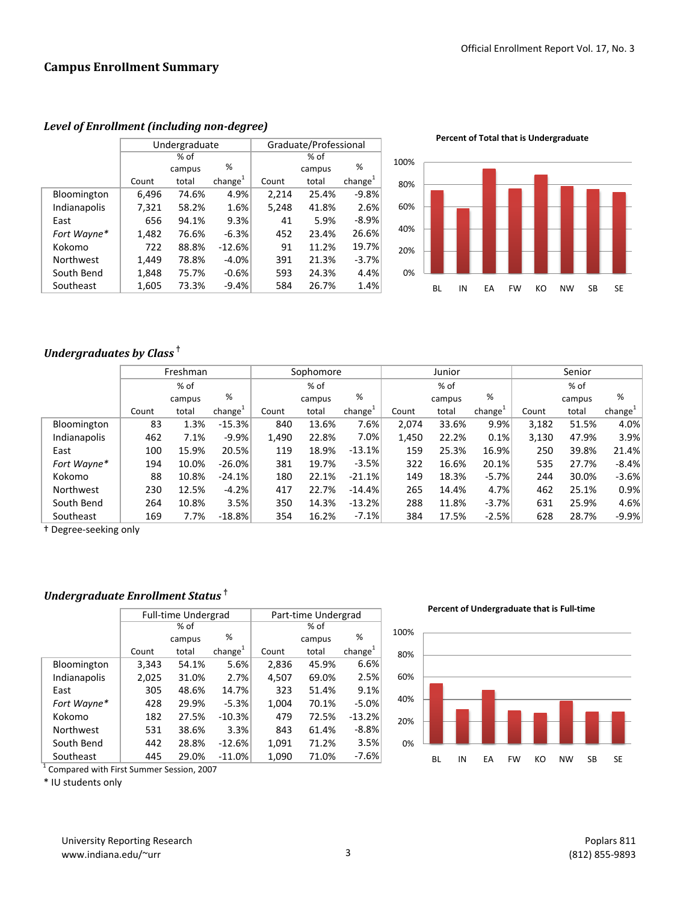## Campus Enrollment Summary

### *Level of Enrollment (including non-degree)*

| | Undergraduate | | | Graduate/Professional | | |
|---|---|---|---|---|---|---|
| | Count | % of campus total | % change[1] | Count | % of campus total | % change[1] |
| Bloomington | 6,496 | 74.6% | 4.9% | 2,214 | 25.4% | -9.8% |
| Indianapolis | 7,321 | 58.2% | 1.6% | 5,248 | 41.8% | 2.6% |
| East | 656 | 94.1% | 9.3% | 41 | 5.9% | -8.9% |
| *Fort Wayne** | 1,482 | 76.6% | -6.3% | 452 | 23.4% | 26.6% |
| Kokomo | 722 | 88.8% | -12.6% | 91 | 11.2% | 19.7% |
| Northwest | 1,449 | 78.8% | -4.0% | 391 | 21.3% | -3.7% |
| South Bend | 1,848 | 75.7% | -0.6% | 593 | 24.3% | 4.4% |
| Southeast | 1,605 | 73.3% | -9.4% | 584 | 26.7% | 1.4% |

**Percent of Total that is Undergraduate**

### *Undergraduates by Class* †

| | Freshman | | | Sophomore | | | Junior | | | Senior | | |
|---|---|---|---|---|---|---|---|---|---|---|---|---|
| | Count | % of campus total | % change[1] | Count | % of campus total | % change[1] | Count | % of campus total | % change[1] | Count | % of campus total | % change[1] |
| Bloomington | 83 | 1.3% | -15.3% | 840 | 13.6% | 7.6% | 2,074 | 33.6% | 9.9% | 3,182 | 51.5% | 4.0% |
| Indianapolis | 462 | 7.1% | -9.9% | 1,490 | 22.8% | 7.0% | 1,450 | 22.2% | 0.1% | 3,130 | 47.9% | 3.9% |
| East | 100 | 15.9% | 20.5% | 119 | 18.9% | -13.1% | 159 | 25.3% | 16.9% | 250 | 39.8% | 21.4% |
| *Fort Wayne** | 194 | 10.0% | -26.0% | 381 | 19.7% | -3.5% | 322 | 16.6% | 20.1% | 535 | 27.7% | -8.4% |
| Kokomo | 88 | 10.8% | -24.1% | 180 | 22.1% | -21.1% | 149 | 18.3% | -5.7% | 244 | 30.0% | -3.6% |
| Northwest | 230 | 12.5% | -4.2% | 417 | 22.7% | -14.4% | 265 | 14.4% | 4.7% | 462 | 25.1% | 0.9% |
| South Bend | 264 | 10.8% | 3.5% | 350 | 14.3% | -13.2% | 288 | 11.8% | -3.7% | 631 | 25.9% | 4.6% |
| Southeast | 169 | 7.7% | -18.8% | 354 | 16.2% | -7.1% | 384 | 17.5% | -2.5% | 628 | 28.7% | -9.9% |

† Degree-seeking only

### *Undergraduate Enrollment Status* †

| | Full-time Undergrad | | | Part-time Undergrad | | |
|---|---|---|---|---|---|---|
| | Count | % of campus total | % change[1] | Count | % of campus total | % change[1] |
| Bloomington | 3,343 | 54.1% | 5.6% | 2,836 | 45.9% | 6.6% |
| Indianapolis | 2,025 | 31.0% | 2.7% | 4,507 | 69.0% | 2.5% |
| East | 305 | 48.6% | 14.7% | 323 | 51.4% | 9.1% |
| *Fort Wayne** | 428 | 29.9% | -5.3% | 1,004 | 70.1% | -5.0% |
| Kokomo | 182 | 27.5% | -10.3% | 479 | 72.5% | -13.2% |
| Northwest | 531 | 38.6% | 3.3% | 843 | 61.4% | -8.8% |
| South Bend | 442 | 28.8% | -12.6% | 1,091 | 71.2% | 3.5% |
| Southeast | 445 | 29.0% | -11.0% | 1,090 | 71.0% | -7.6% |

[1] Compared with First Summer Session, 2007

* IU students only

**Percent of Undergraduate that is Full-time**

University Reporting Research
www.indiana.edu/~urr

Poplars 811
(812) 855-9893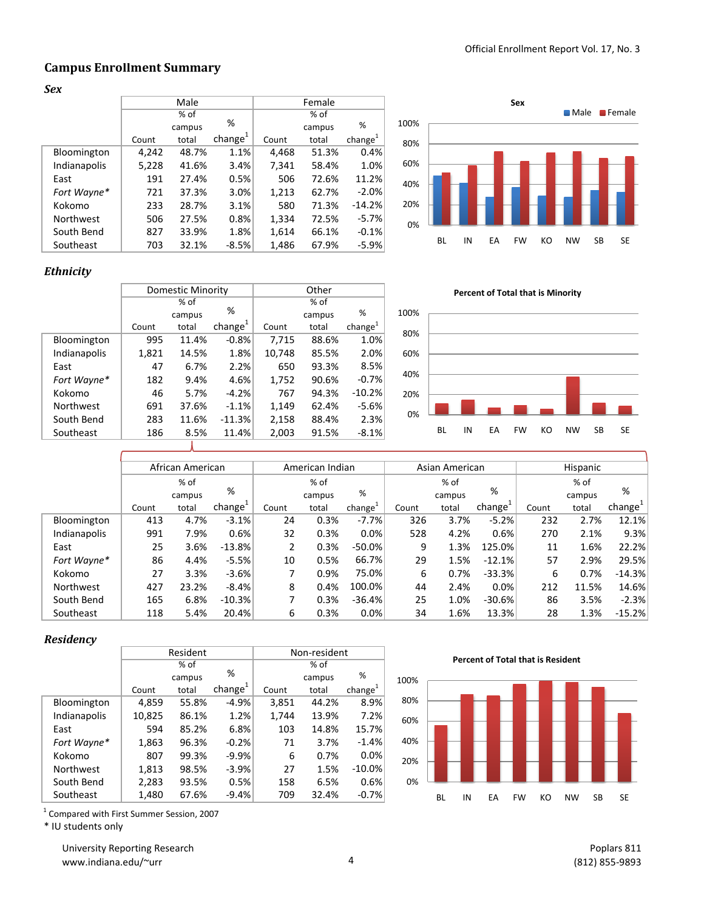## Campus Enrollment Summary

### *Sex*

| | Male | | | Female | | |
|---|---|---|---|---|---|---|
| | Count | % of campus total | % change[1] | Count | % of campus total | % change[1] |
| Bloomington | 4,242 | 48.7% | 1.1% | 4,468 | 51.3% | 0.4% |
| Indianapolis | 5,228 | 41.6% | 3.4% | 7,341 | 58.4% | 1.0% |
| East | 191 | 27.4% | 0.5% | 506 | 72.6% | 11.2% |
| *Fort Wayne\** | 721 | 37.3% | 3.0% | 1,213 | 62.7% | -2.0% |
| Kokomo | 233 | 28.7% | 3.1% | 580 | 71.3% | -14.2% |
| Northwest | 506 | 27.5% | 0.8% | 1,334 | 72.5% | -5.7% |
| South Bend | 827 | 33.9% | 1.8% | 1,614 | 66.1% | -0.1% |
| Southeast | 703 | 32.1% | -8.5% | 1,486 | 67.9% | -5.9% |

Sex

Male Female

100%
80%
60%
40%
20%
0%

BL IN EA FW KO NW SB SE

### *Ethnicity*

| | Domestic Minority | | | Other | | |
|---|---|---|---|---|---|---|
| | Count | % of campus total | % change[1] | Count | % of campus total | % change[1] |
| Bloomington | 995 | 11.4% | -0.8% | 7,715 | 88.6% | 1.0% |
| Indianapolis | 1,821 | 14.5% | 1.8% | 10,748 | 85.5% | 2.0% |
| East | 47 | 6.7% | 2.2% | 650 | 93.3% | 8.5% |
| *Fort Wayne\** | 182 | 9.4% | 4.6% | 1,752 | 90.6% | -0.7% |
| Kokomo | 46 | 5.7% | -4.2% | 767 | 94.3% | -10.2% |
| Northwest | 691 | 37.6% | -1.1% | 1,149 | 62.4% | -5.6% |
| South Bend | 283 | 11.6% | -11.3% | 2,158 | 88.4% | 2.3% |
| Southeast | 186 | 8.5% | 11.4% | 2,003 | 91.5% | -8.1% |

Percent of Total that is Minority

100%
80%
60%
40%
20%
0%

BL IN EA FW KO NW SB SE

| | African American | | | American Indian | | | Asian American | | | Hispanic | | |
|---|---|---|---|---|---|---|---|---|---|---|---|---|
| | Count | % of campus total | % change[1] | Count | % of campus total | % change[1] | Count | % of campus total | % change[1] | Count | % of campus total | % change[1] |
| Bloomington | 413 | 4.7% | -3.1% | 24 | 0.3% | -7.7% | 326 | 3.7% | -5.2% | 232 | 2.7% | 12.1% |
| Indianapolis | 991 | 7.9% | 0.6% | 32 | 0.3% | 0.0% | 528 | 4.2% | 0.6% | 270 | 2.1% | 9.3% |
| East | 25 | 3.6% | -13.8% | 2 | 0.3% | -50.0% | 9 | 1.3% | 125.0% | 11 | 1.6% | 22.2% |
| *Fort Wayne\** | 86 | 4.4% | -5.5% | 10 | 0.5% | 66.7% | 29 | 1.5% | -12.1% | 57 | 2.9% | 29.5% |
| Kokomo | 27 | 3.3% | -3.6% | 7 | 0.9% | 75.0% | 6 | 0.7% | -33.3% | 6 | 0.7% | -14.3% |
| Northwest | 427 | 23.2% | -8.4% | 8 | 0.4% | 100.0% | 44 | 2.4% | 0.0% | 212 | 11.5% | 14.6% |
| South Bend | 165 | 6.8% | -10.3% | 7 | 0.3% | -36.4% | 25 | 1.0% | -30.6% | 86 | 3.5% | -2.3% |
| Southeast | 118 | 5.4% | 20.4% | 6 | 0.3% | 0.0% | 34 | 1.6% | 13.3% | 28 | 1.3% | -15.2% |

### *Residency*

| | Resident | | | Non-resident | | |
|---|---|---|---|---|---|---|
| | Count | % of campus total | % change[1] | Count | % of campus total | % change[1] |
| Bloomington | 4,859 | 55.8% | -4.9% | 3,851 | 44.2% | 8.9% |
| Indianapolis | 10,825 | 86.1% | 1.2% | 1,744 | 13.9% | 7.2% |
| East | 594 | 85.2% | 6.8% | 103 | 14.8% | 15.7% |
| *Fort Wayne\** | 1,863 | 96.3% | -0.2% | 71 | 3.7% | -1.4% |
| Kokomo | 807 | 99.3% | -9.9% | 6 | 0.7% | 0.0% |
| Northwest | 1,813 | 98.5% | -3.9% | 27 | 1.5% | -10.0% |
| South Bend | 2,283 | 93.5% | 0.5% | 158 | 6.5% | 0.6% |
| Southeast | 1,480 | 67.6% | -9.4% | 709 | 32.4% | -0.7% |

Percent of Total that is Resident

100%
80%
60%
40%
20%
0%

BL IN EA FW KO NW SB SE

[1] Compared with First Summer Session, 2007

\* IU students only